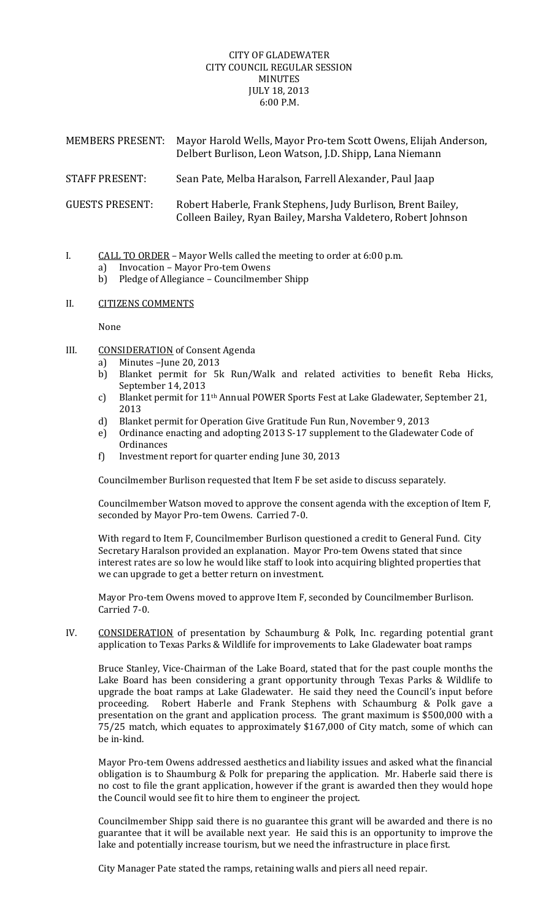CITY OF GLADEWATER
CITY COUNCIL REGULAR SESSION
MINUTES
JULY 18, 2013
6:00 P.M.

MEMBERS PRESENT: Mayor Harold Wells, Mayor Pro-tem Scott Owens, Elijah Anderson, Delbert Burlison, Leon Watson, J.D. Shipp, Lana Niemann

STAFF PRESENT: Sean Pate, Melba Haralson, Farrell Alexander, Paul Jaap

GUESTS PRESENT: Robert Haberle, Frank Stephens, Judy Burlison, Brent Bailey, Colleen Bailey, Ryan Bailey, Marsha Valdetero, Robert Johnson

I. CALL TO ORDER – Mayor Wells called the meeting to order at 6:00 p.m.
   a) Invocation – Mayor Pro-tem Owens
   b) Pledge of Allegiance – Councilmember Shipp

II. CITIZENS COMMENTS

None

III. CONSIDERATION of Consent Agenda
   a) Minutes –June 20, 2013
   b) Blanket permit for 5k Run/Walk and related activities to benefit Reba Hicks, September 14, 2013
   c) Blanket permit for 11th Annual POWER Sports Fest at Lake Gladewater, September 21, 2013
   d) Blanket permit for Operation Give Gratitude Fun Run, November 9, 2013
   e) Ordinance enacting and adopting 2013 S-17 supplement to the Gladewater Code of Ordinances
   f) Investment report for quarter ending June 30, 2013

Councilmember Burlison requested that Item F be set aside to discuss separately.

Councilmember Watson moved to approve the consent agenda with the exception of Item F, seconded by Mayor Pro-tem Owens. Carried 7-0.

With regard to Item F, Councilmember Burlison questioned a credit to General Fund. City Secretary Haralson provided an explanation. Mayor Pro-tem Owens stated that since interest rates are so low he would like staff to look into acquiring blighted properties that we can upgrade to get a better return on investment.

Mayor Pro-tem Owens moved to approve Item F, seconded by Councilmember Burlison. Carried 7-0.

IV. CONSIDERATION of presentation by Schaumburg & Polk, Inc. regarding potential grant application to Texas Parks & Wildlife for improvements to Lake Gladewater boat ramps

Bruce Stanley, Vice-Chairman of the Lake Board, stated that for the past couple months the Lake Board has been considering a grant opportunity through Texas Parks & Wildlife to upgrade the boat ramps at Lake Gladewater. He said they need the Council's input before proceeding. Robert Haberle and Frank Stephens with Schaumburg & Polk gave a presentation on the grant and application process. The grant maximum is $500,000 with a 75/25 match, which equates to approximately $167,000 of City match, some of which can be in-kind.

Mayor Pro-tem Owens addressed aesthetics and liability issues and asked what the financial obligation is to Shaumburg & Polk for preparing the application. Mr. Haberle said there is no cost to file the grant application, however if the grant is awarded then they would hope the Council would see fit to hire them to engineer the project.

Councilmember Shipp said there is no guarantee this grant will be awarded and there is no guarantee that it will be available next year. He said this is an opportunity to improve the lake and potentially increase tourism, but we need the infrastructure in place first.

City Manager Pate stated the ramps, retaining walls and piers all need repair.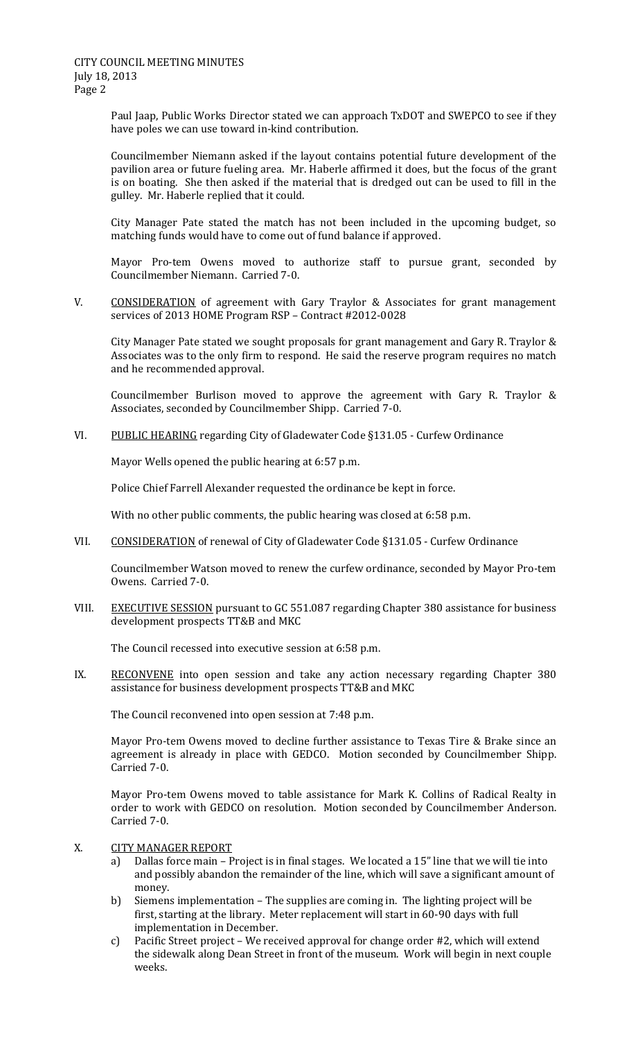Paul Jaap, Public Works Director stated we can approach TxDOT and SWEPCO to see if they have poles we can use toward in-kind contribution.

Councilmember Niemann asked if the layout contains potential future development of the pavilion area or future fueling area. Mr. Haberle affirmed it does, but the focus of the grant is on boating. She then asked if the material that is dredged out can be used to fill in the gulley. Mr. Haberle replied that it could.

City Manager Pate stated the match has not been included in the upcoming budget, so matching funds would have to come out of fund balance if approved.

Mayor Pro-tem Owens moved to authorize staff to pursue grant, seconded by Councilmember Niemann. Carried 7-0.

V. <u>CONSIDERATION</u> of agreement with Gary Traylor & Associates for grant management services of 2013 HOME Program RSP – Contract #2012-0028

City Manager Pate stated we sought proposals for grant management and Gary R. Traylor & Associates was to the only firm to respond. He said the reserve program requires no match and he recommended approval.

Councilmember Burlison moved to approve the agreement with Gary R. Traylor & Associates, seconded by Councilmember Shipp. Carried 7-0.

VI. <u>PUBLIC HEARING</u> regarding City of Gladewater Code §131.05 - Curfew Ordinance

Mayor Wells opened the public hearing at 6:57 p.m.

Police Chief Farrell Alexander requested the ordinance be kept in force.

With no other public comments, the public hearing was closed at 6:58 p.m.

VII. <u>CONSIDERATION</u> of renewal of City of Gladewater Code §131.05 - Curfew Ordinance

Councilmember Watson moved to renew the curfew ordinance, seconded by Mayor Pro-tem Owens. Carried 7-0.

VIII. <u>EXECUTIVE SESSION</u> pursuant to GC 551.087 regarding Chapter 380 assistance for business development prospects TT&B and MKC

The Council recessed into executive session at 6:58 p.m.

IX. <u>RECONVENE</u> into open session and take any action necessary regarding Chapter 380 assistance for business development prospects TT&B and MKC

The Council reconvened into open session at 7:48 p.m.

Mayor Pro-tem Owens moved to decline further assistance to Texas Tire & Brake since an agreement is already in place with GEDCO. Motion seconded by Councilmember Shipp. Carried 7-0.

Mayor Pro-tem Owens moved to table assistance for Mark K. Collins of Radical Realty in order to work with GEDCO on resolution. Motion seconded by Councilmember Anderson. Carried 7-0.

X. <u>CITY MANAGER REPORT</u>

a) Dallas force main – Project is in final stages. We located a 15" line that we will tie into and possibly abandon the remainder of the line, which will save a significant amount of money.
b) Siemens implementation – The supplies are coming in. The lighting project will be first, starting at the library. Meter replacement will start in 60-90 days with full implementation in December.
c) Pacific Street project – We received approval for change order #2, which will extend the sidewalk along Dean Street in front of the museum. Work will begin in next couple weeks.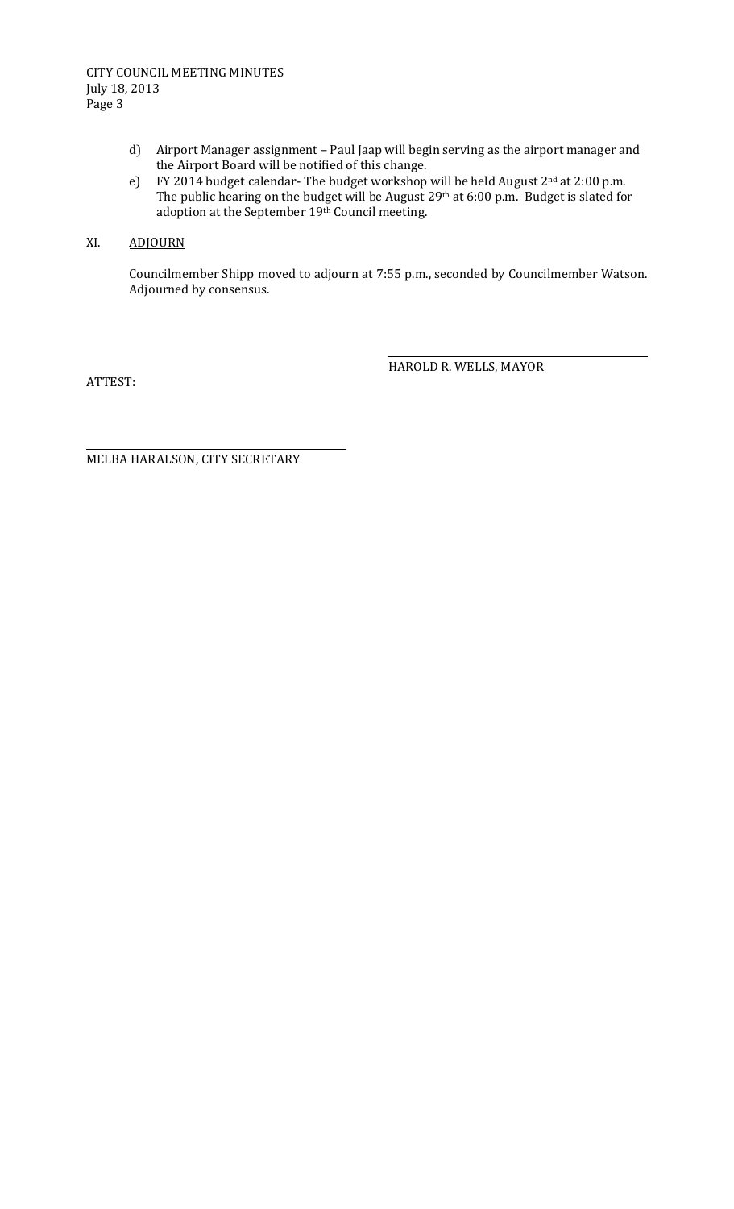d) Airport Manager assignment – Paul Jaap will begin serving as the airport manager and the Airport Board will be notified of this change.

e) FY 2014 budget calendar- The budget workshop will be held August 2nd at 2:00 p.m. The public hearing on the budget will be August 29th at 6:00 p.m. Budget is slated for adoption at the September 19th Council meeting.

## XI. ADJOURN

Councilmember Shipp moved to adjourn at 7:55 p.m., seconded by Councilmember Watson. Adjourned by consensus.

HAROLD R. WELLS, MAYOR

ATTEST:

MELBA HARALSON, CITY SECRETARY